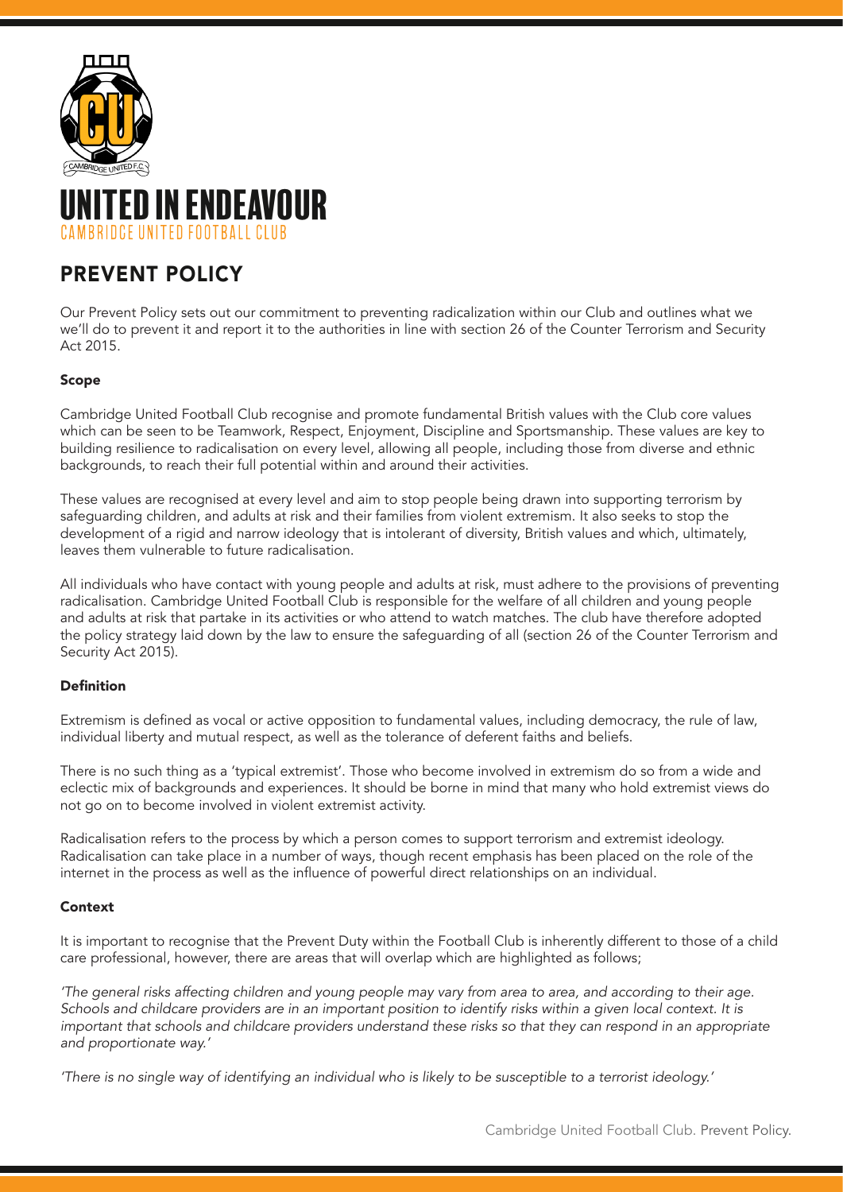# UNITED IN ENDEAVOUR

CAMBRIDGE UNITED FOOTBALL CLUB

## PREVENT POLICY

Our Prevent Policy sets out our commitment to preventing radicalization within our Club and outlines what we we'll do to prevent it and report it to the authorities in line with section 26 of the Counter Terrorism and Security Act 2015.

### Scope

Cambridge United Football Club recognise and promote fundamental British values with the Club core values which can be seen to be Teamwork, Respect, Enjoyment, Discipline and Sportsmanship. These values are key to building resilience to radicalisation on every level, allowing all people, including those from diverse and ethnic backgrounds, to reach their full potential within and around their activities.

These values are recognised at every level and aim to stop people being drawn into supporting terrorism by safeguarding children, and adults at risk and their families from violent extremism. It also seeks to stop the development of a rigid and narrow ideology that is intolerant of diversity, British values and which, ultimately, leaves them vulnerable to future radicalisation.

All individuals who have contact with young people and adults at risk, must adhere to the provisions of preventing radicalisation. Cambridge United Football Club is responsible for the welfare of all children and young people and adults at risk that partake in its activities or who attend to watch matches. The club have therefore adopted the policy strategy laid down by the law to ensure the safeguarding of all (section 26 of the Counter Terrorism and Security Act 2015).

### Definition

Extremism is defined as vocal or active opposition to fundamental values, including democracy, the rule of law, individual liberty and mutual respect, as well as the tolerance of deferent faiths and beliefs.

There is no such thing as a 'typical extremist'. Those who become involved in extremism do so from a wide and eclectic mix of backgrounds and experiences. It should be borne in mind that many who hold extremist views do not go on to become involved in violent extremist activity.

Radicalisation refers to the process by which a person comes to support terrorism and extremist ideology. Radicalisation can take place in a number of ways, though recent emphasis has been placed on the role of the internet in the process as well as the influence of powerful direct relationships on an individual.

### Context

It is important to recognise that the Prevent Duty within the Football Club is inherently different to those of a child care professional, however, there are areas that will overlap which are highlighted as follows;

*'The general risks affecting children and young people may vary from area to area, and according to their age. Schools and childcare providers are in an important position to identify risks within a given local context. It is important that schools and childcare providers understand these risks so that they can respond in an appropriate and proportionate way.'*

*'There is no single way of identifying an individual who is likely to be susceptible to a terrorist ideology.'*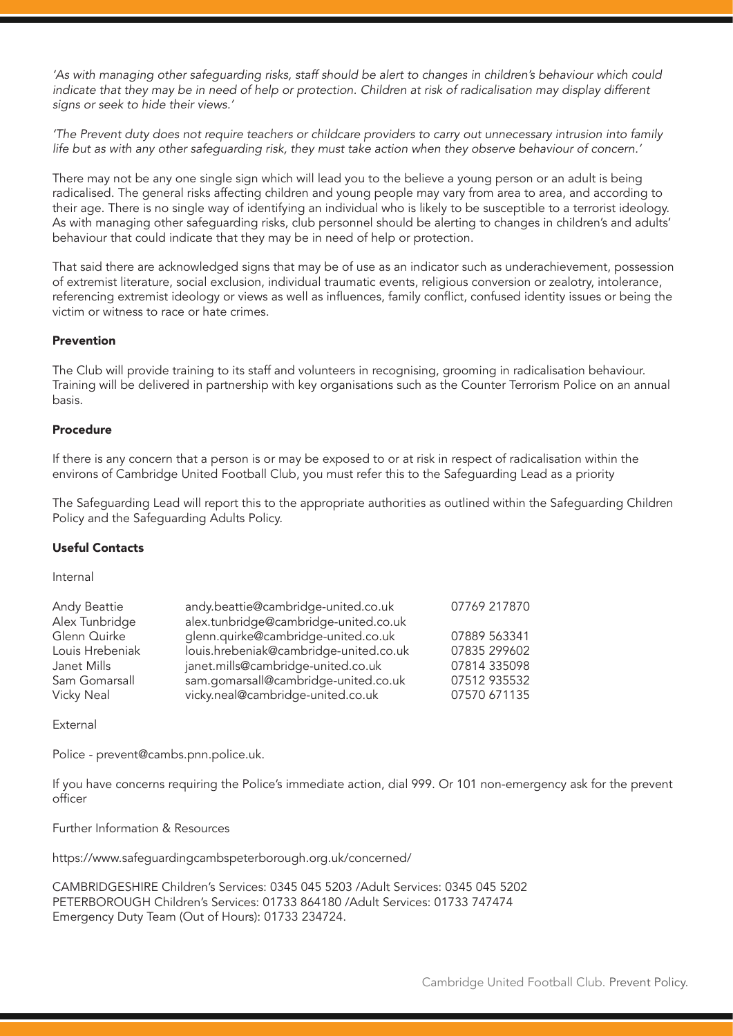*'As with managing other safeguarding risks, staff should be alert to changes in children's behaviour which could indicate that they may be in need of help or protection. Children at risk of radicalisation may display different signs or seek to hide their views.'*

*'The Prevent duty does not require teachers or childcare providers to carry out unnecessary intrusion into family life but as with any other safeguarding risk, they must take action when they observe behaviour of concern.'*

There may not be any one single sign which will lead you to the believe a young person or an adult is being radicalised. The general risks affecting children and young people may vary from area to area, and according to their age. There is no single way of identifying an individual who is likely to be susceptible to a terrorist ideology. As with managing other safeguarding risks, club personnel should be alerting to changes in children's and adults' behaviour that could indicate that they may be in need of help or protection.

That said there are acknowledged signs that may be of use as an indicator such as underachievement, possession of extremist literature, social exclusion, individual traumatic events, religious conversion or zealotry, intolerance, referencing extremist ideology or views as well as influences, family conflict, confused identity issues or being the victim or witness to race or hate crimes.

**Prevention**

The Club will provide training to its staff and volunteers in recognising, grooming in radicalisation behaviour. Training will be delivered in partnership with key organisations such as the Counter Terrorism Police on an annual basis.

**Procedure**

If there is any concern that a person is or may be exposed to or at risk in respect of radicalisation within the environs of Cambridge United Football Club, you must refer this to the Safeguarding Lead as a priority

The Safeguarding Lead will report this to the appropriate authorities as outlined within the Safeguarding Children Policy and the Safeguarding Adults Policy.

**Useful Contacts**

Internal

| | | |
|---|---|---|
| Andy Beattie | andy.beattie@cambridge-united.co.uk | 07769 217870 |
| Alex Tunbridge | alex.tunbridge@cambridge-united.co.uk | |
| Glenn Quirke | glenn.quirke@cambridge-united.co.uk | 07889 563341 |
| Louis Hrebeniak | louis.hrebeniak@cambridge-united.co.uk | 07835 299602 |
| Janet Mills | janet.mills@cambridge-united.co.uk | 07814 335098 |
| Sam Gomarsall | sam.gomarsall@cambridge-united.co.uk | 07512 935532 |
| Vicky Neal | vicky.neal@cambridge-united.co.uk | 07570 671135 |

External

Police - prevent@cambs.pnn.police.uk.

If you have concerns requiring the Police's immediate action, dial 999. Or 101 non-emergency ask for the prevent officer

Further Information & Resources

https://www.safeguardingcambspeterborough.org.uk/concerned/

CAMBRIDGESHIRE Children's Services: 0345 045 5203 /Adult Services: 0345 045 5202
PETERBOROUGH Children's Services: 01733 864180 /Adult Services: 01733 747474
Emergency Duty Team (Out of Hours): 01733 234724.